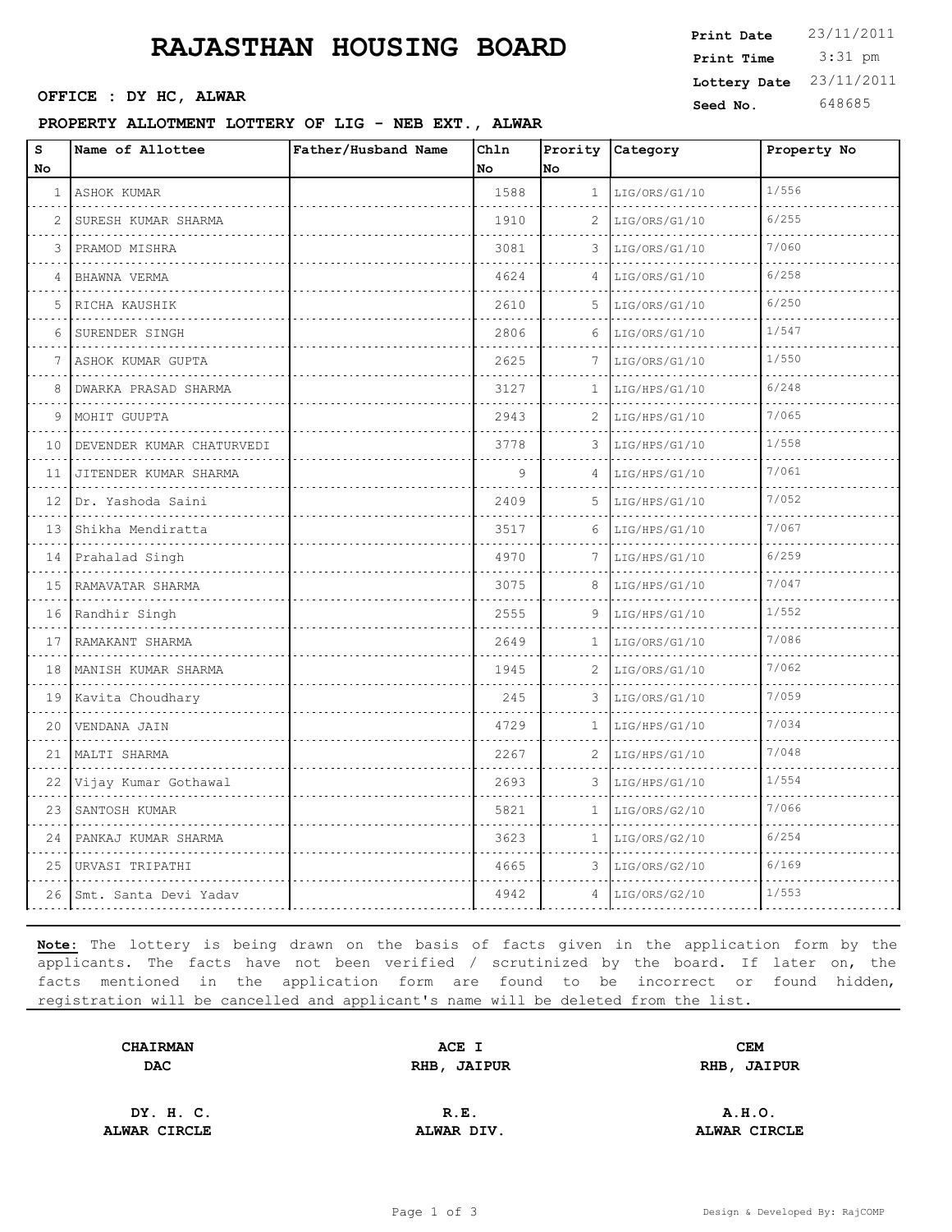# RAJASTHAN HOUSING BOARD

**OFFICE : DY HC, ALWAR**

**PROPERTY ALLOTMENT LOTTERY OF LIG - NEB EXT., ALWAR**

**Print Date** 23/11/2011
**Print Time** 3:31 pm
**Lottery Date** 23/11/2011
**Seed No.** 648685

| S No | Name of Allottee | Father/Husband Name | Chln No | Prority No | Category | Property No |
|---|---|---|---|---|---|---|
| 1 | ASHOK KUMAR | | 1588 | 1 | LIG/ORS/G1/10 | 1/556 |
| 2 | SURESH KUMAR SHARMA | | 1910 | 2 | LIG/ORS/G1/10 | 6/255 |
| 3 | PRAMOD MISHRA | | 3081 | 3 | LIG/ORS/G1/10 | 7/060 |
| 4 | BHAWNA VERMA | | 4624 | 4 | LIG/ORS/G1/10 | 6/258 |
| 5 | RICHA KAUSHIK | | 2610 | 5 | LIG/ORS/G1/10 | 6/250 |
| 6 | SURENDER SINGH | | 2806 | 6 | LIG/ORS/G1/10 | 1/547 |
| 7 | ASHOK KUMAR GUPTA | | 2625 | 7 | LIG/ORS/G1/10 | 1/550 |
| 8 | DWARKA PRASAD SHARMA | | 3127 | 1 | LIG/HPS/G1/10 | 6/248 |
| 9 | MOHIT GUUPTA | | 2943 | 2 | LIG/HPS/G1/10 | 7/065 |
| 10 | DEVENDER KUMAR CHATURVEDI | | 3778 | 3 | LIG/HPS/G1/10 | 1/558 |
| 11 | JITENDER KUMAR SHARMA | | 9 | 4 | LIG/HPS/G1/10 | 7/061 |
| 12 | Dr. Yashoda Saini | | 2409 | 5 | LIG/HPS/G1/10 | 7/052 |
| 13 | Shikha Mendiratta | | 3517 | 6 | LIG/HPS/G1/10 | 7/067 |
| 14 | Prahalad Singh | | 4970 | 7 | LIG/HPS/G1/10 | 6/259 |
| 15 | RAMAVATAR SHARMA | | 3075 | 8 | LIG/HPS/G1/10 | 7/047 |
| 16 | Randhir Singh | | 2555 | 9 | LIG/HPS/G1/10 | 1/552 |
| 17 | RAMAKANT SHARMA | | 2649 | 1 | LIG/ORS/G1/10 | 7/086 |
| 18 | MANISH KUMAR SHARMA | | 1945 | 2 | LIG/ORS/G1/10 | 7/062 |
| 19 | Kavita Choudhary | | 245 | 3 | LIG/ORS/G1/10 | 7/059 |
| 20 | VENDANA JAIN | | 4729 | 1 | LIG/HPS/G1/10 | 7/034 |
| 21 | MALTI SHARMA | | 2267 | 2 | LIG/HPS/G1/10 | 7/048 |
| 22 | Vijay Kumar Gothawal | | 2693 | 3 | LIG/HPS/G1/10 | 1/554 |
| 23 | SANTOSH KUMAR | | 5821 | 1 | LIG/ORS/G2/10 | 7/066 |
| 24 | PANKAJ KUMAR SHARMA | | 3623 | 1 | LIG/ORS/G2/10 | 6/254 |
| 25 | URVASI TRIPATHI | | 4665 | 3 | LIG/ORS/G2/10 | 6/169 |
| 26 | Smt. Santa Devi Yadav | | 4942 | 4 | LIG/ORS/G2/10 | 1/553 |

**Note:** The lottery is being drawn on the basis of facts given in the application form by the applicants. The facts have not been verified / scrutinized by the board. If later on, the facts mentioned in the application form are found to be incorrect or found hidden, registration will be cancelled and applicant's name will be deleted from the list.

| | | |
|---|---|---|
| **CHAIRMAN** | **ACE I** | **CEM** |
| **DAC** | **RHB, JAIPUR** | **RHB, JAIPUR** |
| **DY. H. C.** | **R.E.** | **A.H.O.** |
| **ALWAR CIRCLE** | **ALWAR DIV.** | **ALWAR CIRCLE** |

Design & Developed By: RajCOMP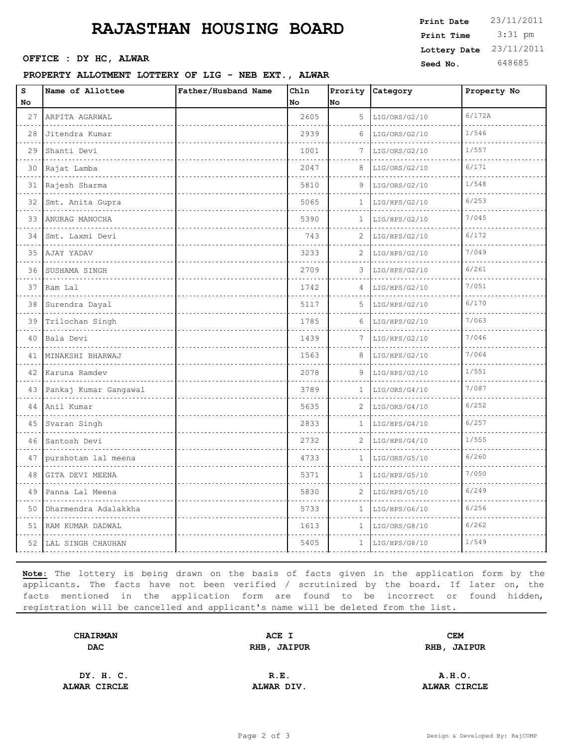# RAJASTHAN HOUSING BOARD

**OFFICE : DY HC, ALWAR**

**PROPERTY ALLOTMENT LOTTERY OF LIG - NEB EXT., ALWAR**

**Print Date** 23/11/2011
**Print Time** 3:31 pm
**Lottery Date** 23/11/2011
**Seed No.** 648685

| S No | Name of Allottee | Father/Husband Name | Chln No | Prority No | Category | Property No |
|---|---|---|---|---|---|---|
| 27 | ARPITA AGARWAL | | 2605 | 5 | LIG/ORS/G2/10 | 6/172A |
| 28 | Jitendra Kumar | | 2939 | 6 | LIG/ORS/G2/10 | 1/546 |
| 29 | Shanti Devi | | 1001 | 7 | LIG/ORS/G2/10 | 1/557 |
| 30 | Rajat Lamba | | 2047 | 8 | LIG/ORS/G2/10 | 6/171 |
| 31 | Rajesh Sharma | | 5810 | 9 | LIG/ORS/G2/10 | 1/548 |
| 32 | Smt. Anita Gupra | | 5065 | 1 | LIG/HPS/G2/10 | 6/253 |
| 33 | ANURAG MANOCHA | | 5390 | 1 | LIG/HPS/G2/10 | 7/045 |
| 34 | Smt. Laxmi Devi | | 743 | 2 | LIG/HPS/G2/10 | 6/172 |
| 35 | AJAY YADAV | | 3233 | 2 | LIG/HPS/G2/10 | 7/049 |
| 36 | SUSHAMA SINGH | | 2709 | 3 | LIG/HPS/G2/10 | 6/261 |
| 37 | Ram Lal | | 1742 | 4 | LIG/HPS/G2/10 | 7/051 |
| 38 | Surendra Dayal | | 5117 | 5 | LIG/HPS/G2/10 | 6/170 |
| 39 | Trilochan Singh | | 1785 | 6 | LIG/HPS/G2/10 | 7/063 |
| 40 | Bala Devi | | 1439 | 7 | LIG/HPS/G2/10 | 7/046 |
| 41 | MINAKSHI BHARWAJ | | 1563 | 8 | LIG/HPS/G2/10 | 7/064 |
| 42 | Karuna Ramdev | | 2078 | 9 | LIG/HPS/G2/10 | 1/551 |
| 43 | Pankaj Kumar Gangawal | | 3789 | 1 | LIG/ORS/G4/10 | 7/087 |
| 44 | Anil Kumar | | 5635 | 2 | LIG/ORS/G4/10 | 6/252 |
| 45 | Svaran Singh | | 2833 | 1 | LIG/HPS/G4/10 | 6/257 |
| 46 | Santosh Devi | | 2732 | 2 | LIG/HPS/G4/10 | 1/555 |
| 47 | purshotam lal meena | | 4733 | 1 | LIG/ORS/G5/10 | 6/260 |
| 48 | GITA DEVI MEENA | | 5371 | 1 | LIG/HPS/G5/10 | 7/050 |
| 49 | Panna Lal Meena | | 5830 | 2 | LIG/HPS/G5/10 | 6/249 |
| 50 | Dharmendra Adalakkha | | 5733 | 1 | LIG/HPS/G6/10 | 6/256 |
| 51 | RAM KUMAR DADWAL | | 1613 | 1 | LIG/ORS/G8/10 | 6/262 |
| 52 | LAL SINGH CHAUHAN | | 5405 | 1 | LIG/HPS/G8/10 | 1/549 |

**Note:** The lottery is being drawn on the basis of facts given in the application form by the applicants. The facts have not been verified / scrutinized by the board. If later on, the facts mentioned in the application form are found to be incorrect or found hidden, registration will be cancelled and applicant's name will be deleted from the list.

| | | |
|---|---|---|
| **CHAIRMAN** **DAC** | **ACE I** **RHB, JAIPUR** | **CEM** **RHB, JAIPUR** |
| **DY. H. C.** **ALWAR CIRCLE** | **R.E.** **ALWAR DIV.** | **A.H.O.** **ALWAR CIRCLE** |

Design & Developed By: RajCOMP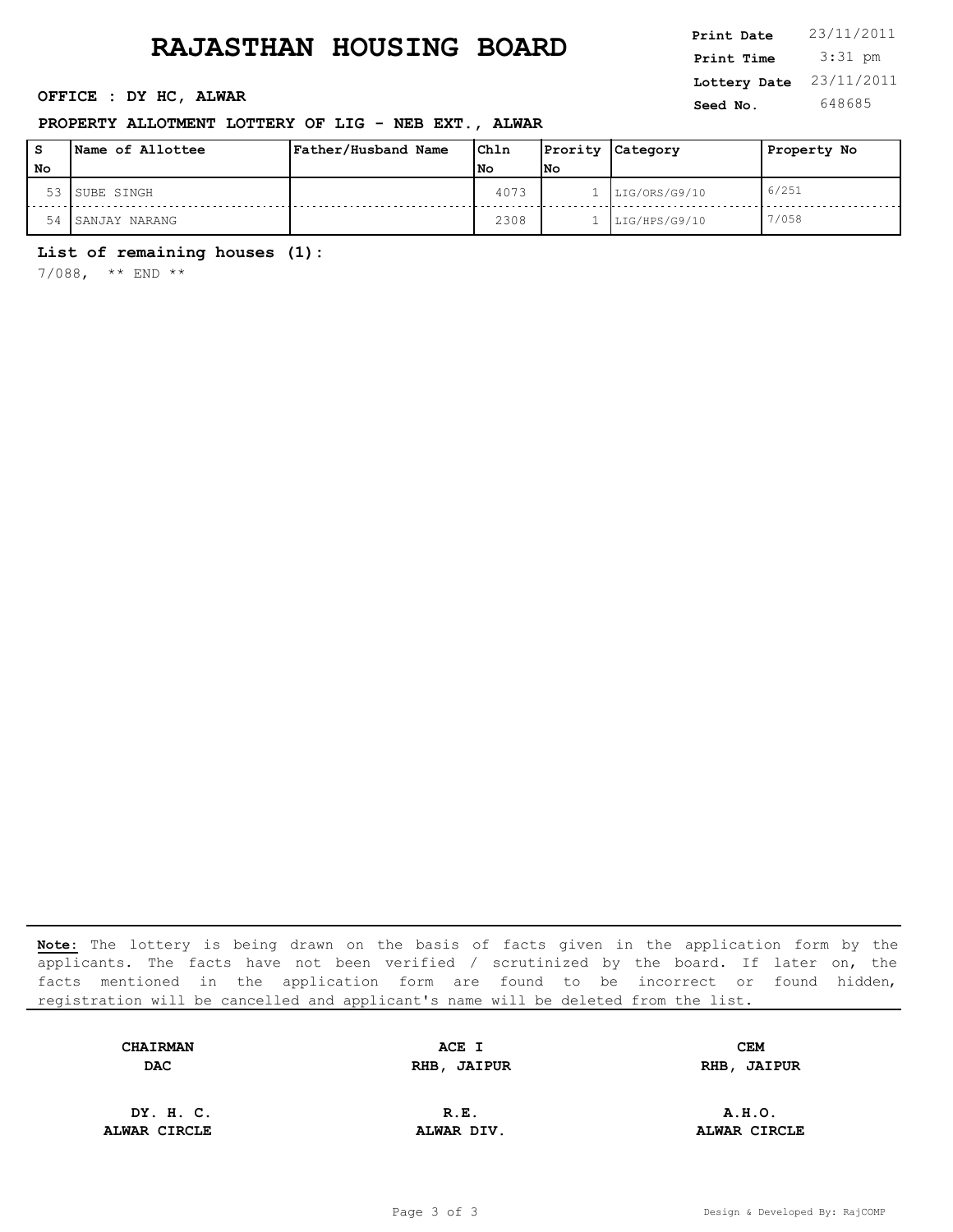# RAJASTHAN HOUSING BOARD

**Print Date** 23/11/2011
**Print Time** 3:31 pm
**Lottery Date** 23/11/2011
**Seed No.** 648685

**OFFICE : DY HC, ALWAR**

**PROPERTY ALLOTMENT LOTTERY OF LIG - NEB EXT., ALWAR**

| S No | Name of Allottee | Father/Husband Name | Chln No | Prority No | Category | Property No |
|---|---|---|---|---|---|---|
| 53 | SUBE SINGH | | 4073 | 1 | LIG/ORS/G9/10 | 6/251 |
| 54 | SANJAY NARANG | | 2308 | 1 | LIG/HPS/G9/10 | 7/058 |

**List of remaining houses (1):**

7/088, ** END **

**Note:** The lottery is being drawn on the basis of facts given in the application form by the applicants. The facts have not been verified / scrutinized by the board. If later on, the facts mentioned in the application form are found to be incorrect or found hidden, registration will be cancelled and applicant's name will be deleted from the list.

| | | |
|---|---|---|
| **CHAIRMAN**<br>**DAC** | **ACE I**<br>**RHB, JAIPUR** | **CEM**<br>**RHB, JAIPUR** |
| **DY. H. C.**<br>**ALWAR CIRCLE** | **R.E.**<br>**ALWAR DIV.** | **A.H.O.**<br>**ALWAR CIRCLE** |

Design & Developed By: RajCOMP